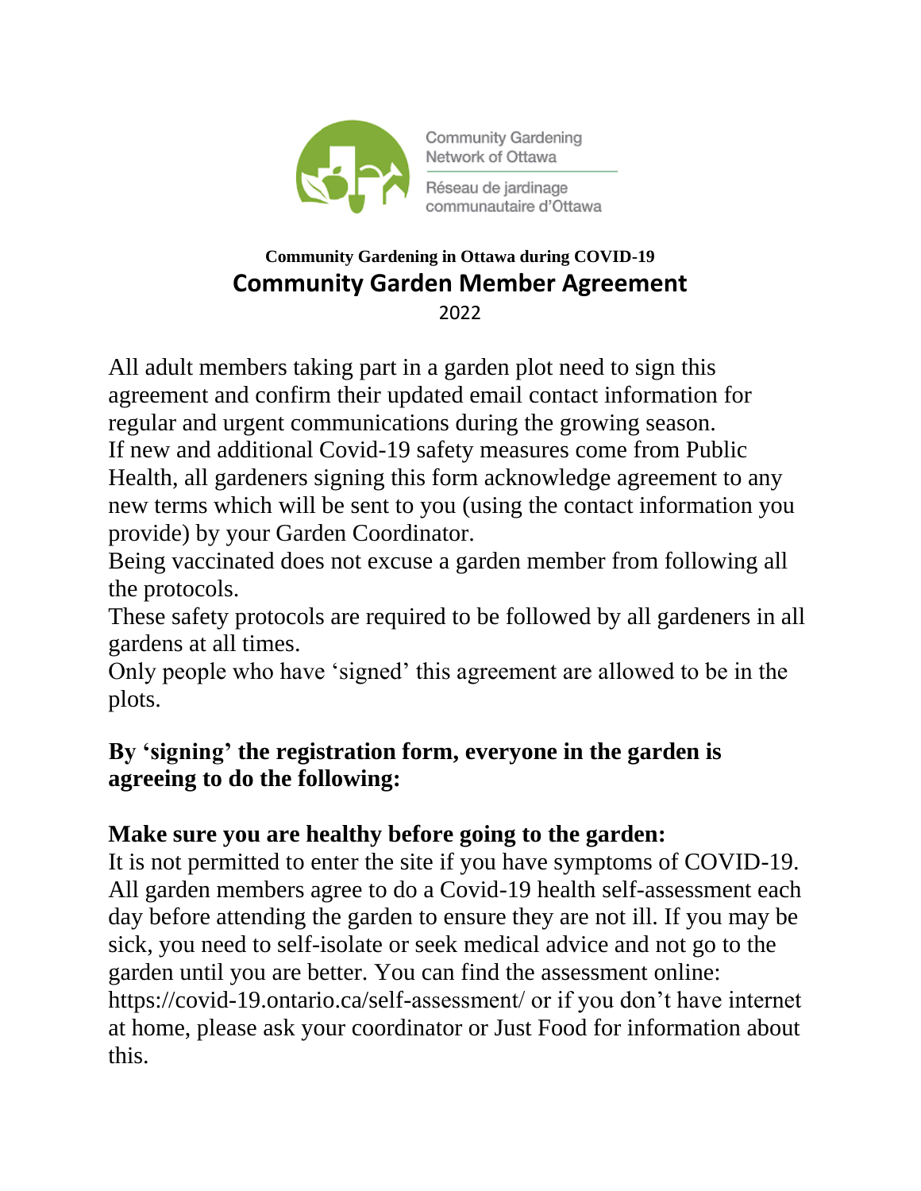Community Gardening Network of Ottawa

Réseau de jardinage communautaire d'Ottawa

**Community Gardening in Ottawa during COVID-19**

# Community Garden Member Agreement

2022

All adult members taking part in a garden plot need to sign this agreement and confirm their updated email contact information for regular and urgent communications during the growing season.

If new and additional Covid-19 safety measures come from Public Health, all gardeners signing this form acknowledge agreement to any new terms which will be sent to you (using the contact information you provide) by your Garden Coordinator.

Being vaccinated does not excuse a garden member from following all the protocols.

These safety protocols are required to be followed by all gardeners in all gardens at all times.

Only people who have 'signed' this agreement are allowed to be in the plots.

**By 'signing' the registration form, everyone in the garden is agreeing to do the following:**

**Make sure you are healthy before going to the garden:**

It is not permitted to enter the site if you have symptoms of COVID-19. All garden members agree to do a Covid-19 health self-assessment each day before attending the garden to ensure they are not ill. If you may be sick, you need to self-isolate or seek medical advice and not go to the garden until you are better. You can find the assessment online: https://covid-19.ontario.ca/self-assessment/ or if you don't have internet at home, please ask your coordinator or Just Food for information about this.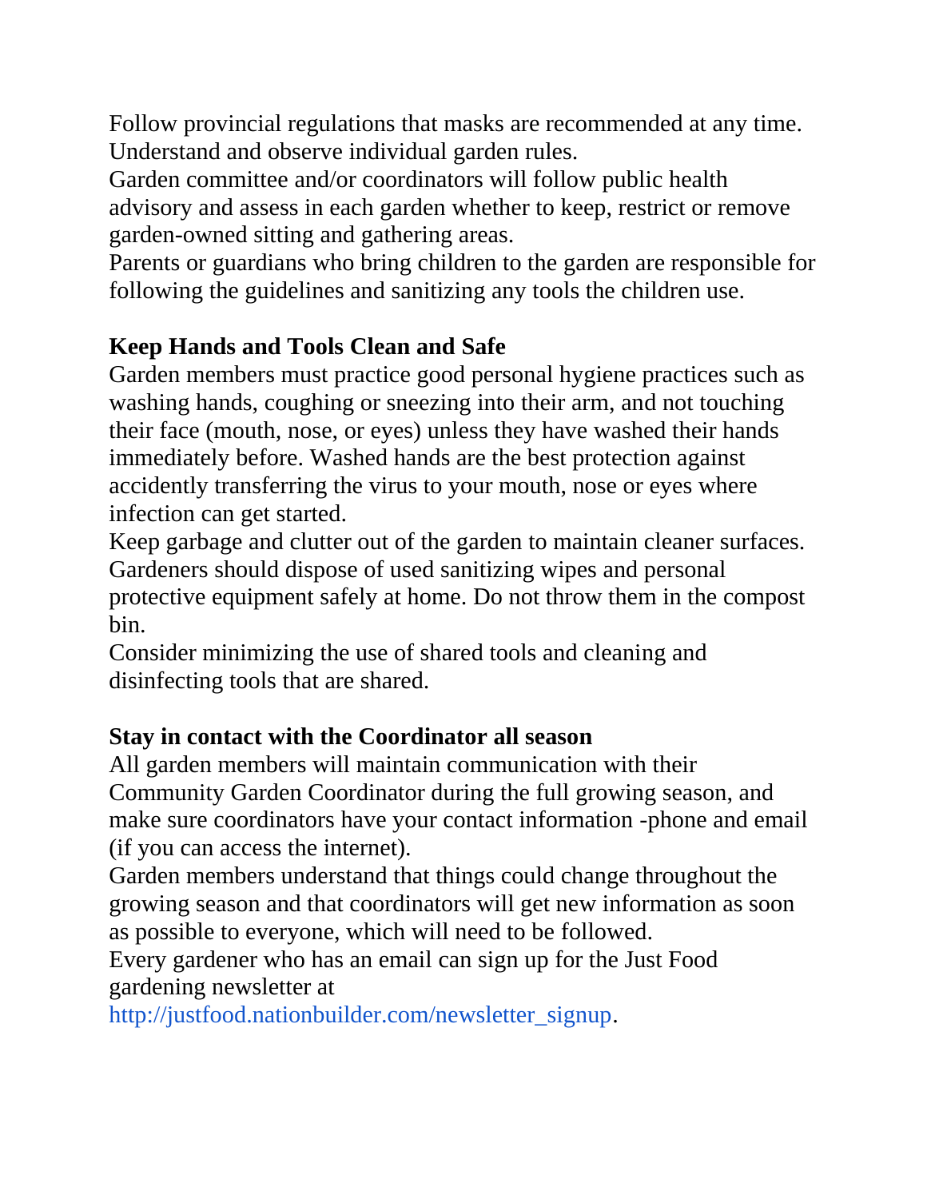Follow provincial regulations that masks are recommended at any time.
Understand and observe individual garden rules.
Garden committee and/or coordinators will follow public health advisory and assess in each garden whether to keep, restrict or remove garden-owned sitting and gathering areas.
Parents or guardians who bring children to the garden are responsible for following the guidelines and sanitizing any tools the children use.

**Keep Hands and Tools Clean and Safe**
Garden members must practice good personal hygiene practices such as washing hands, coughing or sneezing into their arm, and not touching their face (mouth, nose, or eyes) unless they have washed their hands immediately before. Washed hands are the best protection against accidently transferring the virus to your mouth, nose or eyes where infection can get started.
Keep garbage and clutter out of the garden to maintain cleaner surfaces.
Gardeners should dispose of used sanitizing wipes and personal protective equipment safely at home. Do not throw them in the compost bin.
Consider minimizing the use of shared tools and cleaning and disinfecting tools that are shared.

**Stay in contact with the Coordinator all season**
All garden members will maintain communication with their Community Garden Coordinator during the full growing season, and make sure coordinators have your contact information -phone and email (if you can access the internet).
Garden members understand that things could change throughout the growing season and that coordinators will get new information as soon as possible to everyone, which will need to be followed.
Every gardener who has an email can sign up for the Just Food gardening newsletter at http://justfood.nationbuilder.com/newsletter_signup.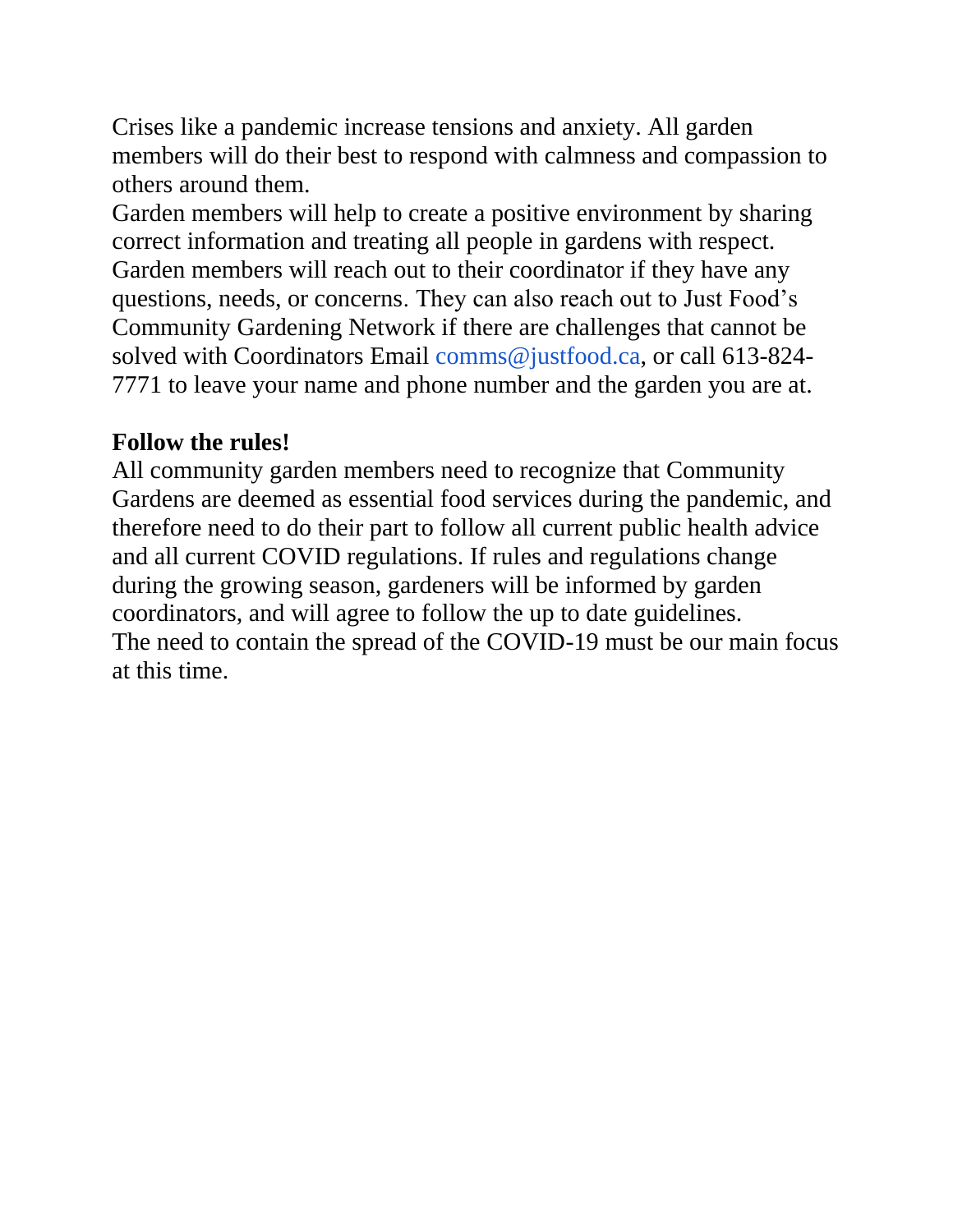Crises like a pandemic increase tensions and anxiety. All garden members will do their best to respond with calmness and compassion to others around them.

Garden members will help to create a positive environment by sharing correct information and treating all people in gardens with respect.

Garden members will reach out to their coordinator if they have any questions, needs, or concerns. They can also reach out to Just Food's Community Gardening Network if there are challenges that cannot be solved with Coordinators Email comms@justfood.ca, or call 613-824-7771 to leave your name and phone number and the garden you are at.

**Follow the rules!**

All community garden members need to recognize that Community Gardens are deemed as essential food services during the pandemic, and therefore need to do their part to follow all current public health advice and all current COVID regulations. If rules and regulations change during the growing season, gardeners will be informed by garden coordinators, and will agree to follow the up to date guidelines.

The need to contain the spread of the COVID-19 must be our main focus at this time.